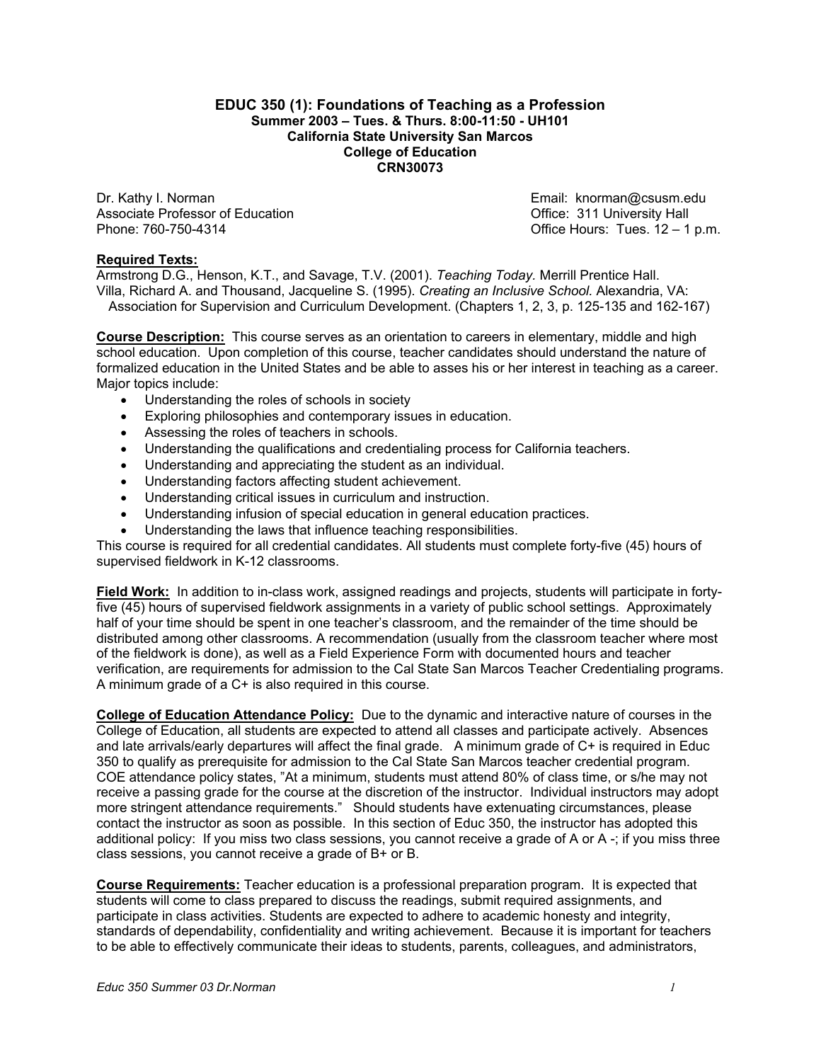# EDUC 350 (1): Foundations of Teaching as a Profession

**Summer 2003 – Tues. & Thurs. 8:00-11:50 - UH101**
**California State University San Marcos**
**College of Education**
**CRN30073**

Dr. Kathy I. Norman
Associate Professor of Education
Phone: 760-750-4314

Email: knorman@csusm.edu
Office: 311 University Hall
Office Hours: Tues. 12 – 1 p.m.

**Required Texts:**

Armstrong D.G., Henson, K.T., and Savage, T.V. (2001). *Teaching Today.* Merrill Prentice Hall.
Villa, Richard A. and Thousand, Jacqueline S. (1995). *Creating an Inclusive School.* Alexandria, VA: Association for Supervision and Curriculum Development. (Chapters 1, 2, 3, p. 125-135 and 162-167)

**Course Description:** This course serves as an orientation to careers in elementary, middle and high school education. Upon completion of this course, teacher candidates should understand the nature of formalized education in the United States and be able to asses his or her interest in teaching as a career. Major topics include:

- Understanding the roles of schools in society
- Exploring philosophies and contemporary issues in education.
- Assessing the roles of teachers in schools.
- Understanding the qualifications and credentialing process for California teachers.
- Understanding and appreciating the student as an individual.
- Understanding factors affecting student achievement.
- Understanding critical issues in curriculum and instruction.
- Understanding infusion of special education in general education practices.
- Understanding the laws that influence teaching responsibilities.

This course is required for all credential candidates. All students must complete forty-five (45) hours of supervised fieldwork in K-12 classrooms.

**Field Work:** In addition to in-class work, assigned readings and projects, students will participate in forty-five (45) hours of supervised fieldwork assignments in a variety of public school settings. Approximately half of your time should be spent in one teacher's classroom, and the remainder of the time should be distributed among other classrooms. A recommendation (usually from the classroom teacher where most of the fieldwork is done), as well as a Field Experience Form with documented hours and teacher verification, are requirements for admission to the Cal State San Marcos Teacher Credentialing programs. A minimum grade of a C+ is also required in this course.

**College of Education Attendance Policy:** Due to the dynamic and interactive nature of courses in the College of Education, all students are expected to attend all classes and participate actively. Absences and late arrivals/early departures will affect the final grade. A minimum grade of C+ is required in Educ 350 to qualify as prerequisite for admission to the Cal State San Marcos teacher credential program. COE attendance policy states, "At a minimum, students must attend 80% of class time, or s/he may not receive a passing grade for the course at the discretion of the instructor. Individual instructors may adopt more stringent attendance requirements." Should students have extenuating circumstances, please contact the instructor as soon as possible. In this section of Educ 350, the instructor has adopted this additional policy: If you miss two class sessions, you cannot receive a grade of A or A -; if you miss three class sessions, you cannot receive a grade of B+ or B.

**Course Requirements:** Teacher education is a professional preparation program. It is expected that students will come to class prepared to discuss the readings, submit required assignments, and participate in class activities. Students are expected to adhere to academic honesty and integrity, standards of dependability, confidentiality and writing achievement. Because it is important for teachers to be able to effectively communicate their ideas to students, parents, colleagues, and administrators,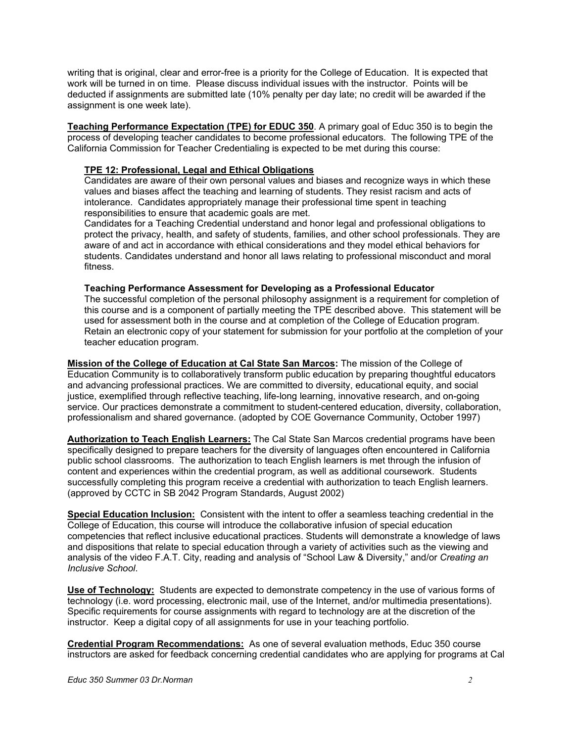writing that is original, clear and error-free is a priority for the College of Education. It is expected that work will be turned in on time. Please discuss individual issues with the instructor. Points will be deducted if assignments are submitted late (10% penalty per day late; no credit will be awarded if the assignment is one week late).

**Teaching Performance Expectation (TPE) for EDUC 350**. A primary goal of Educ 350 is to begin the process of developing teacher candidates to become professional educators. The following TPE of the California Commission for Teacher Credentialing is expected to be met during this course:

**TPE 12: Professional, Legal and Ethical Obligations**

Candidates are aware of their own personal values and biases and recognize ways in which these values and biases affect the teaching and learning of students. They resist racism and acts of intolerance. Candidates appropriately manage their professional time spent in teaching responsibilities to ensure that academic goals are met.

Candidates for a Teaching Credential understand and honor legal and professional obligations to protect the privacy, health, and safety of students, families, and other school professionals. They are aware of and act in accordance with ethical considerations and they model ethical behaviors for students. Candidates understand and honor all laws relating to professional misconduct and moral fitness.

**Teaching Performance Assessment for Developing as a Professional Educator**

The successful completion of the personal philosophy assignment is a requirement for completion of this course and is a component of partially meeting the TPE described above. This statement will be used for assessment both in the course and at completion of the College of Education program. Retain an electronic copy of your statement for submission for your portfolio at the completion of your teacher education program.

**Mission of the College of Education at Cal State San Marcos:** The mission of the College of Education Community is to collaboratively transform public education by preparing thoughtful educators and advancing professional practices. We are committed to diversity, educational equity, and social justice, exemplified through reflective teaching, life-long learning, innovative research, and on-going service. Our practices demonstrate a commitment to student-centered education, diversity, collaboration, professionalism and shared governance. (adopted by COE Governance Community, October 1997)

**Authorization to Teach English Learners:** The Cal State San Marcos credential programs have been specifically designed to prepare teachers for the diversity of languages often encountered in California public school classrooms. The authorization to teach English learners is met through the infusion of content and experiences within the credential program, as well as additional coursework. Students successfully completing this program receive a credential with authorization to teach English learners. (approved by CCTC in SB 2042 Program Standards, August 2002)

**Special Education Inclusion:** Consistent with the intent to offer a seamless teaching credential in the College of Education, this course will introduce the collaborative infusion of special education competencies that reflect inclusive educational practices. Students will demonstrate a knowledge of laws and dispositions that relate to special education through a variety of activities such as the viewing and analysis of the video F.A.T. City, reading and analysis of "School Law & Diversity," and/or *Creating an Inclusive School*.

**Use of Technology:** Students are expected to demonstrate competency in the use of various forms of technology (i.e. word processing, electronic mail, use of the Internet, and/or multimedia presentations). Specific requirements for course assignments with regard to technology are at the discretion of the instructor. Keep a digital copy of all assignments for use in your teaching portfolio.

**Credential Program Recommendations:** As one of several evaluation methods, Educ 350 course instructors are asked for feedback concerning credential candidates who are applying for programs at Cal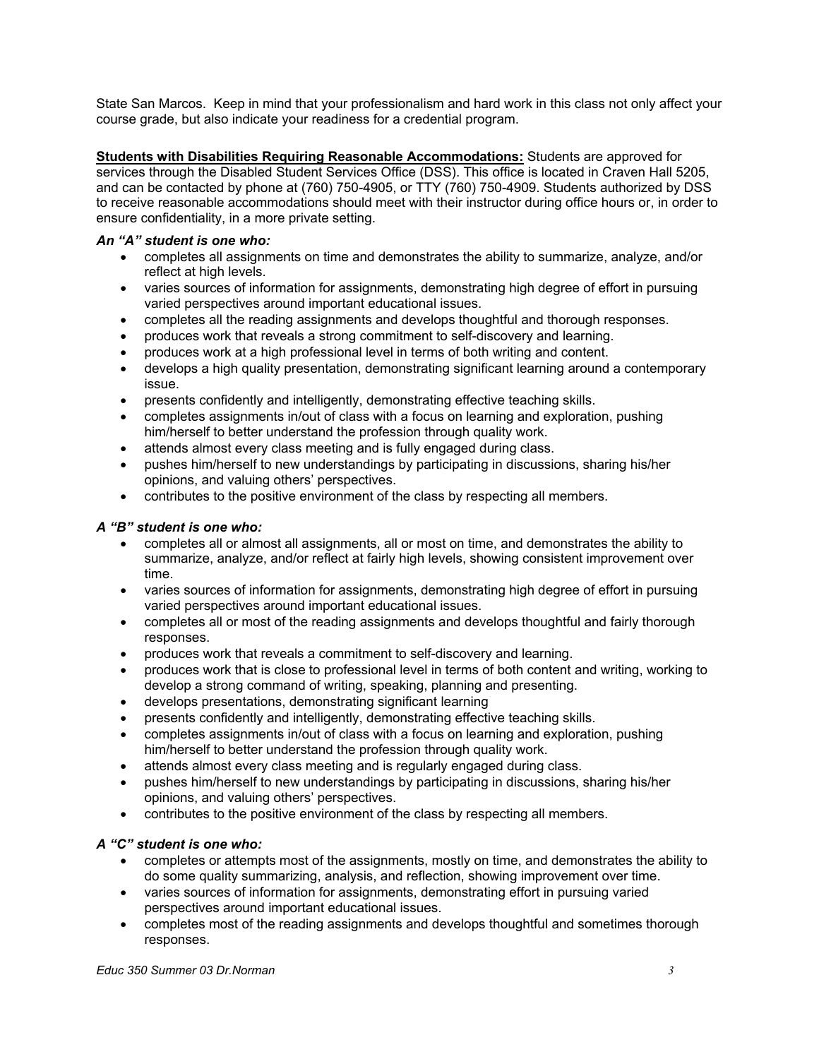State San Marcos. Keep in mind that your professionalism and hard work in this class not only affect your course grade, but also indicate your readiness for a credential program.

**Students with Disabilities Requiring Reasonable Accommodations:** Students are approved for services through the Disabled Student Services Office (DSS). This office is located in Craven Hall 5205, and can be contacted by phone at (760) 750-4905, or TTY (760) 750-4909. Students authorized by DSS to receive reasonable accommodations should meet with their instructor during office hours or, in order to ensure confidentiality, in a more private setting.

***An "A" student is one who:***

- completes all assignments on time and demonstrates the ability to summarize, analyze, and/or reflect at high levels.
- varies sources of information for assignments, demonstrating high degree of effort in pursuing varied perspectives around important educational issues.
- completes all the reading assignments and develops thoughtful and thorough responses.
- produces work that reveals a strong commitment to self-discovery and learning.
- produces work at a high professional level in terms of both writing and content.
- develops a high quality presentation, demonstrating significant learning around a contemporary issue.
- presents confidently and intelligently, demonstrating effective teaching skills.
- completes assignments in/out of class with a focus on learning and exploration, pushing him/herself to better understand the profession through quality work.
- attends almost every class meeting and is fully engaged during class.
- pushes him/herself to new understandings by participating in discussions, sharing his/her opinions, and valuing others' perspectives.
- contributes to the positive environment of the class by respecting all members.

***A "B" student is one who:***

- completes all or almost all assignments, all or most on time, and demonstrates the ability to summarize, analyze, and/or reflect at fairly high levels, showing consistent improvement over time.
- varies sources of information for assignments, demonstrating high degree of effort in pursuing varied perspectives around important educational issues.
- completes all or most of the reading assignments and develops thoughtful and fairly thorough responses.
- produces work that reveals a commitment to self-discovery and learning.
- produces work that is close to professional level in terms of both content and writing, working to develop a strong command of writing, speaking, planning and presenting.
- develops presentations, demonstrating significant learning
- presents confidently and intelligently, demonstrating effective teaching skills.
- completes assignments in/out of class with a focus on learning and exploration, pushing him/herself to better understand the profession through quality work.
- attends almost every class meeting and is regularly engaged during class.
- pushes him/herself to new understandings by participating in discussions, sharing his/her opinions, and valuing others' perspectives.
- contributes to the positive environment of the class by respecting all members.

***A "C" student is one who:***

- completes or attempts most of the assignments, mostly on time, and demonstrates the ability to do some quality summarizing, analysis, and reflection, showing improvement over time.
- varies sources of information for assignments, demonstrating effort in pursuing varied perspectives around important educational issues.
- completes most of the reading assignments and develops thoughtful and sometimes thorough responses.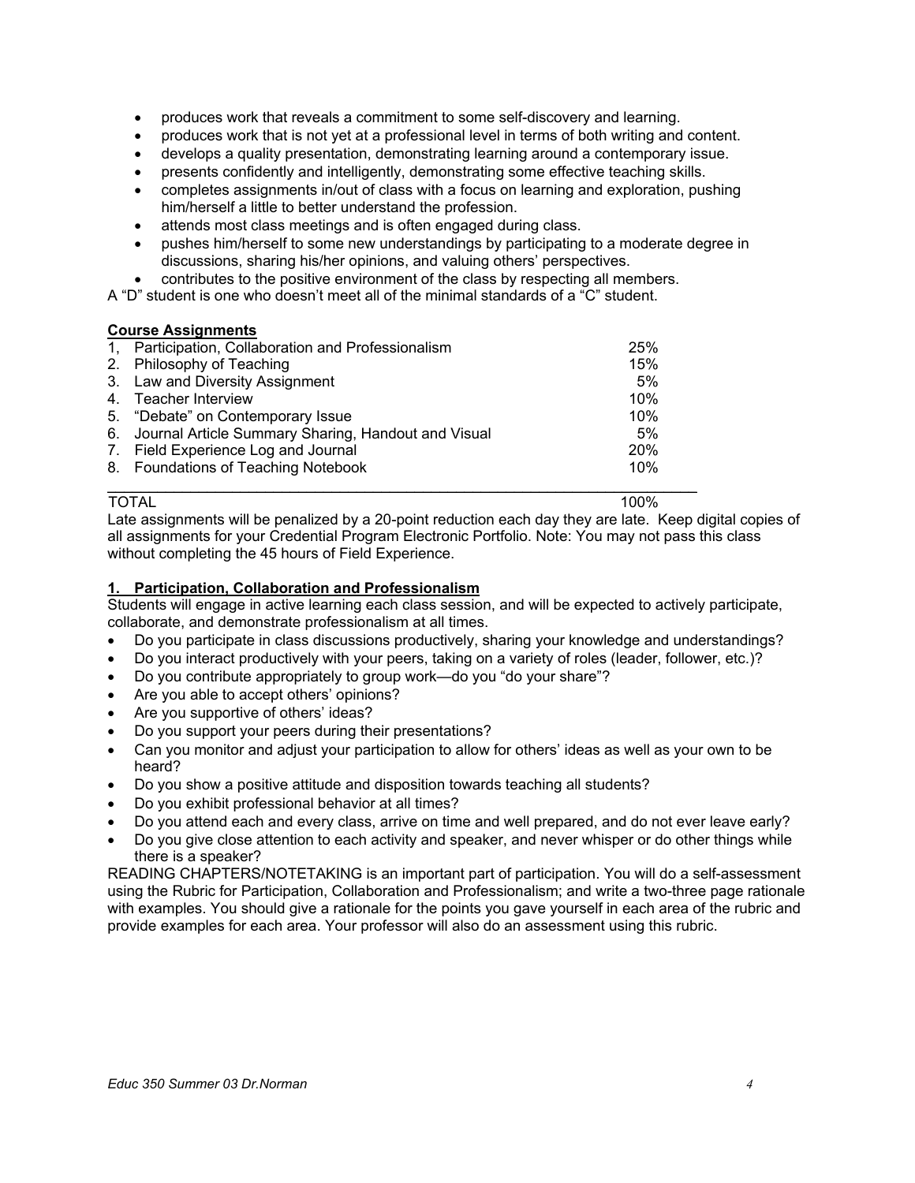- produces work that reveals a commitment to some self-discovery and learning.
- produces work that is not yet at a professional level in terms of both writing and content.
- develops a quality presentation, demonstrating learning around a contemporary issue.
- presents confidently and intelligently, demonstrating some effective teaching skills.
- completes assignments in/out of class with a focus on learning and exploration, pushing him/herself a little to better understand the profession.
- attends most class meetings and is often engaged during class.
- pushes him/herself to some new understandings by participating to a moderate degree in discussions, sharing his/her opinions, and valuing others' perspectives.
- contributes to the positive environment of the class by respecting all members.

A "D" student is one who doesn't meet all of the minimal standards of a "C" student.

**Course Assignments**

| | |
|---|---|
| 1, Participation, Collaboration and Professionalism | 25% |
| 2. Philosophy of Teaching | 15% |
| 3. Law and Diversity Assignment | 5% |
| 4. Teacher Interview | 10% |
| 5. "Debate" on Contemporary Issue | 10% |
| 6. Journal Article Summary Sharing, Handout and Visual | 5% |
| 7. Field Experience Log and Journal | 20% |
| 8. Foundations of Teaching Notebook | 10% |
| TOTAL | 100% |

Late assignments will be penalized by a 20-point reduction each day they are late. Keep digital copies of all assignments for your Credential Program Electronic Portfolio. Note: You may not pass this class without completing the 45 hours of Field Experience.

**1. Participation, Collaboration and Professionalism**

Students will engage in active learning each class session, and will be expected to actively participate, collaborate, and demonstrate professionalism at all times.

- Do you participate in class discussions productively, sharing your knowledge and understandings?
- Do you interact productively with your peers, taking on a variety of roles (leader, follower, etc.)?
- Do you contribute appropriately to group work—do you "do your share"?
- Are you able to accept others' opinions?
- Are you supportive of others' ideas?
- Do you support your peers during their presentations?
- Can you monitor and adjust your participation to allow for others' ideas as well as your own to be heard?
- Do you show a positive attitude and disposition towards teaching all students?
- Do you exhibit professional behavior at all times?
- Do you attend each and every class, arrive on time and well prepared, and do not ever leave early?
- Do you give close attention to each activity and speaker, and never whisper or do other things while there is a speaker?

READING CHAPTERS/NOTETAKING is an important part of participation. You will do a self-assessment using the Rubric for Participation, Collaboration and Professionalism; and write a two-three page rationale with examples. You should give a rationale for the points you gave yourself in each area of the rubric and provide examples for each area. Your professor will also do an assessment using this rubric.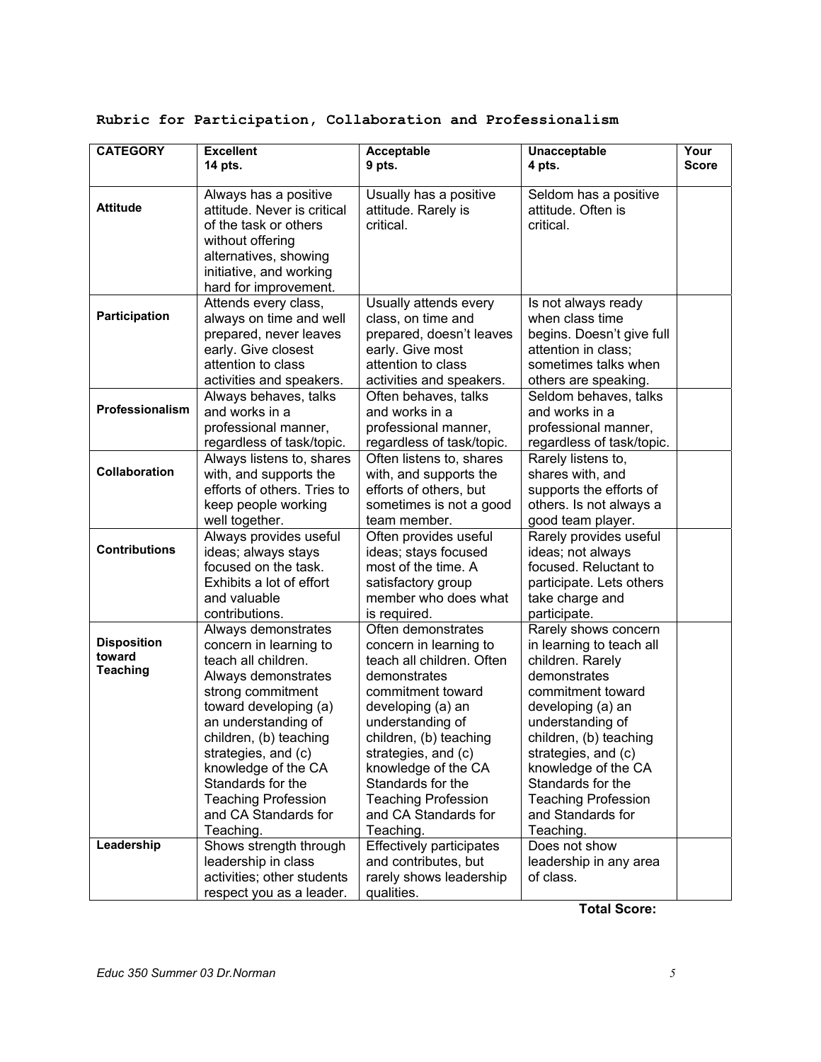**Rubric for Participation, Collaboration and Professionalism**

| CATEGORY | Excellent<br>14 pts. | Acceptable<br>9 pts. | Unacceptable<br>4 pts. | Your Score |
|---|---|---|---|---|
| **Attitude** | Always has a positive attitude. Never is critical of the task or others without offering alternatives, showing initiative, and working hard for improvement. | Usually has a positive attitude. Rarely is critical. | Seldom has a positive attitude. Often is critical. | |
| **Participation** | Attends every class, always on time and well prepared, never leaves early. Give closest attention to class activities and speakers. | Usually attends every class, on time and prepared, doesn't leaves early. Give most attention to class activities and speakers. | Is not always ready when class time begins. Doesn't give full attention in class; sometimes talks when others are speaking. | |
| **Professionalism** | Always behaves, talks and works in a professional manner, regardless of task/topic. | Often behaves, talks and works in a professional manner, regardless of task/topic. | Seldom behaves, talks and works in a professional manner, regardless of task/topic. | |
| **Collaboration** | Always listens to, shares with, and supports the efforts of others. Tries to keep people working well together. | Often listens to, shares with, and supports the efforts of others, but sometimes is not a good team member. | Rarely listens to, shares with, and supports the efforts of others. Is not always a good team player. | |
| **Contributions** | Always provides useful ideas; always stays focused on the task. Exhibits a lot of effort and valuable contributions. | Often provides useful ideas; stays focused most of the time. A satisfactory group member who does what is required. | Rarely provides useful ideas; not always focused. Reluctant to participate. Lets others take charge and participate. | |
| **Disposition toward Teaching** | Always demonstrates concern in learning to teach all children. Always demonstrates strong commitment toward developing (a) an understanding of children, (b) teaching strategies, and (c) knowledge of the CA Standards for the Teaching Profession and CA Standards for Teaching. | Often demonstrates concern in learning to teach all children. Often demonstrates commitment toward developing (a) an understanding of children, (b) teaching strategies, and (c) knowledge of the CA Standards for the Teaching Profession and CA Standards for Teaching. | Rarely shows concern in learning to teach all children. Rarely demonstrates commitment toward developing (a) an understanding of children, (b) teaching strategies, and (c) knowledge of the CA Standards for the Teaching Profession and Standards for Teaching. | |
| **Leadership** | Shows strength through leadership in class activities; other students respect you as a leader. | Effectively participates and contributes, but rarely shows leadership qualities. | Does not show leadership in any area of class. | |

**Total Score:**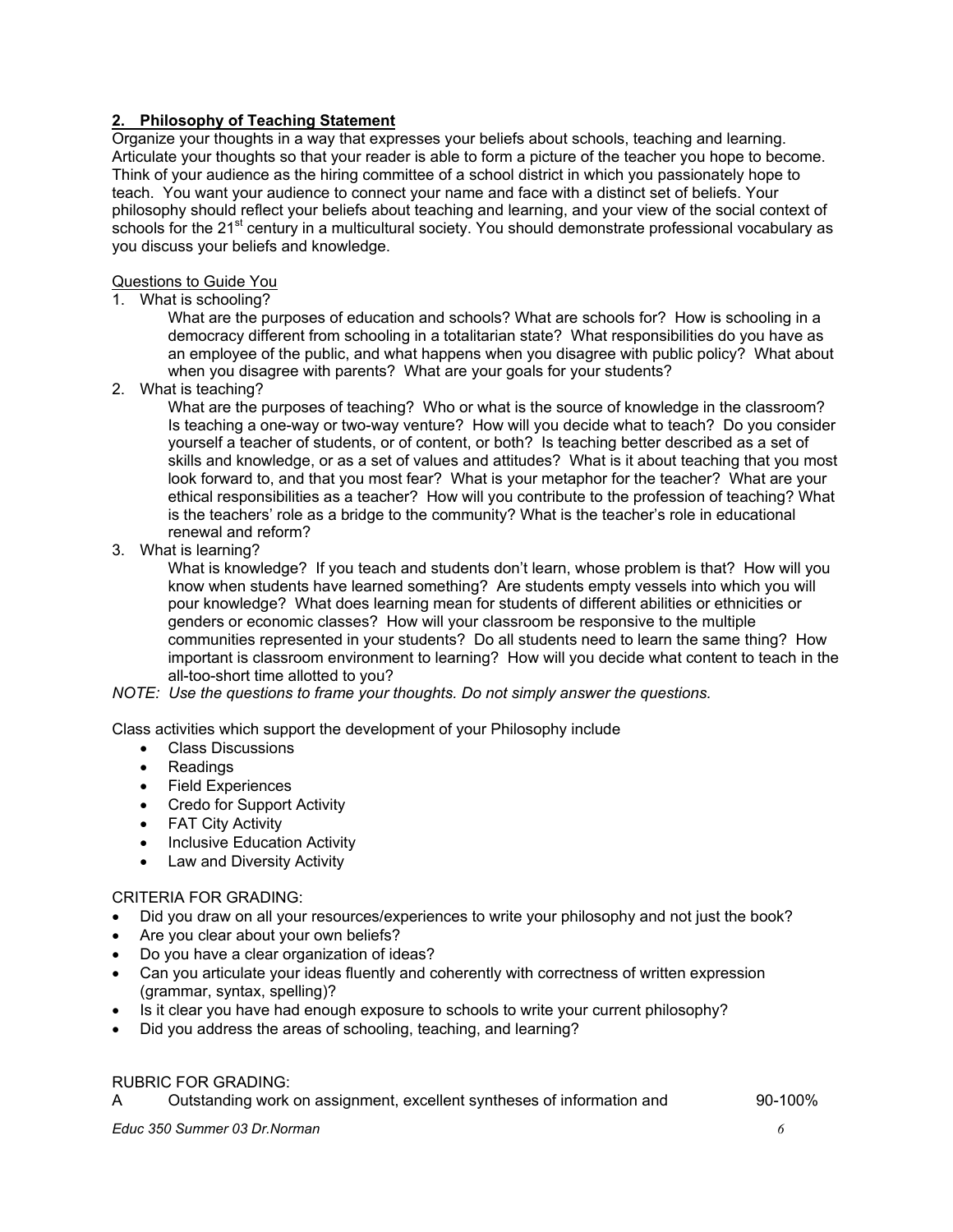## 2. Philosophy of Teaching Statement

Organize your thoughts in a way that expresses your beliefs about schools, teaching and learning. Articulate your thoughts so that your reader is able to form a picture of the teacher you hope to become. Think of your audience as the hiring committee of a school district in which you passionately hope to teach. You want your audience to connect your name and face with a distinct set of beliefs. Your philosophy should reflect your beliefs about teaching and learning, and your view of the social context of schools for the 21st century in a multicultural society. You should demonstrate professional vocabulary as you discuss your beliefs and knowledge.

Questions to Guide You

1. What is schooling?

   What are the purposes of education and schools? What are schools for? How is schooling in a democracy different from schooling in a totalitarian state? What responsibilities do you have as an employee of the public, and what happens when you disagree with public policy? What about when you disagree with parents? What are your goals for your students?

2. What is teaching?

   What are the purposes of teaching? Who or what is the source of knowledge in the classroom? Is teaching a one-way or two-way venture? How will you decide what to teach? Do you consider yourself a teacher of students, or of content, or both? Is teaching better described as a set of skills and knowledge, or as a set of values and attitudes? What is it about teaching that you most look forward to, and that you most fear? What is your metaphor for the teacher? What are your ethical responsibilities as a teacher? How will you contribute to the profession of teaching? What is the teachers' role as a bridge to the community? What is the teacher's role in educational renewal and reform?

3. What is learning?

   What is knowledge? If you teach and students don't learn, whose problem is that? How will you know when students have learned something? Are students empty vessels into which you will pour knowledge? What does learning mean for students of different abilities or ethnicities or genders or economic classes? How will your classroom be responsive to the multiple communities represented in your students? Do all students need to learn the same thing? How important is classroom environment to learning? How will you decide what content to teach in the all-too-short time allotted to you?

*NOTE: Use the questions to frame your thoughts. Do not simply answer the questions.*

Class activities which support the development of your Philosophy include

- Class Discussions
- Readings
- Field Experiences
- Credo for Support Activity
- FAT City Activity
- Inclusive Education Activity
- Law and Diversity Activity

CRITERIA FOR GRADING:

- Did you draw on all your resources/experiences to write your philosophy and not just the book?
- Are you clear about your own beliefs?
- Do you have a clear organization of ideas?
- Can you articulate your ideas fluently and coherently with correctness of written expression (grammar, syntax, spelling)?
- Is it clear you have had enough exposure to schools to write your current philosophy?
- Did you address the areas of schooling, teaching, and learning?

RUBRIC FOR GRADING:

A    Outstanding work on assignment, excellent syntheses of information and    90-100%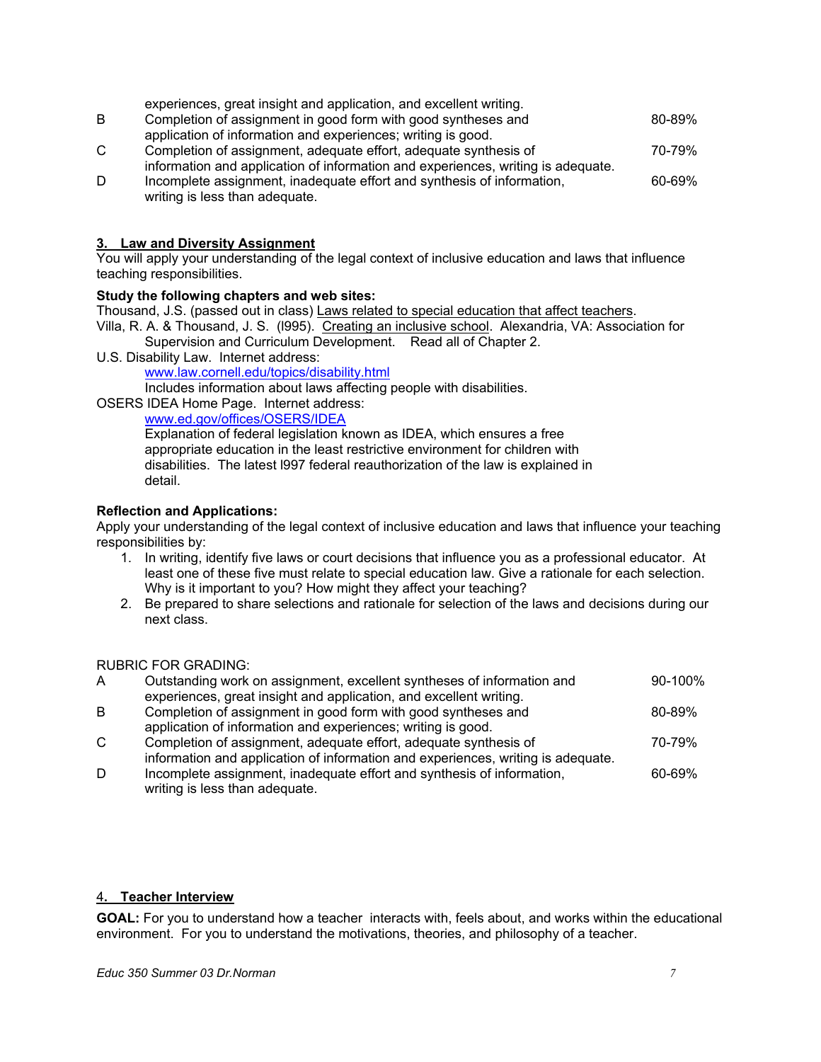| | | |
|---|---|---|
| | experiences, great insight and application, and excellent writing. | |
| B | Completion of assignment in good form with good syntheses and application of information and experiences; writing is good. | 80-89% |
| C | Completion of assignment, adequate effort, adequate synthesis of information and application of information and experiences, writing is adequate. | 70-79% |
| D | Incomplete assignment, inadequate effort and synthesis of information, writing is less than adequate. | 60-69% |

### 3. Law and Diversity Assignment

You will apply your understanding of the legal context of inclusive education and laws that influence teaching responsibilities.

**Study the following chapters and web sites:**

Thousand, J.S. (passed out in class) Laws related to special education that affect teachers.

Villa, R. A. & Thousand, J. S. (l995). Creating an inclusive school. Alexandria, VA: Association for Supervision and Curriculum Development. Read all of Chapter 2.

U.S. Disability Law. Internet address:
www.law.cornell.edu/topics/disability.html
Includes information about laws affecting people with disabilities.

OSERS IDEA Home Page. Internet address:
www.ed.gov/offices/OSERS/IDEA
Explanation of federal legislation known as IDEA, which ensures a free appropriate education in the least restrictive environment for children with disabilities. The latest l997 federal reauthorization of the law is explained in detail.

**Reflection and Applications:**

Apply your understanding of the legal context of inclusive education and laws that influence your teaching responsibilities by:

1. In writing, identify five laws or court decisions that influence you as a professional educator. At least one of these five must relate to special education law. Give a rationale for each selection. Why is it important to you? How might they affect your teaching?
2. Be prepared to share selections and rationale for selection of the laws and decisions during our next class.

RUBRIC FOR GRADING:

| | | |
|---|---|---|
| A | Outstanding work on assignment, excellent syntheses of information and experiences, great insight and application, and excellent writing. | 90-100% |
| B | Completion of assignment in good form with good syntheses and application of information and experiences; writing is good. | 80-89% |
| C | Completion of assignment, adequate effort, adequate synthesis of information and application of information and experiences, writing is adequate. | 70-79% |
| D | Incomplete assignment, inadequate effort and synthesis of information, writing is less than adequate. | 60-69% |

### 4. Teacher Interview

**GOAL:** For you to understand how a teacher interacts with, feels about, and works within the educational environment. For you to understand the motivations, theories, and philosophy of a teacher.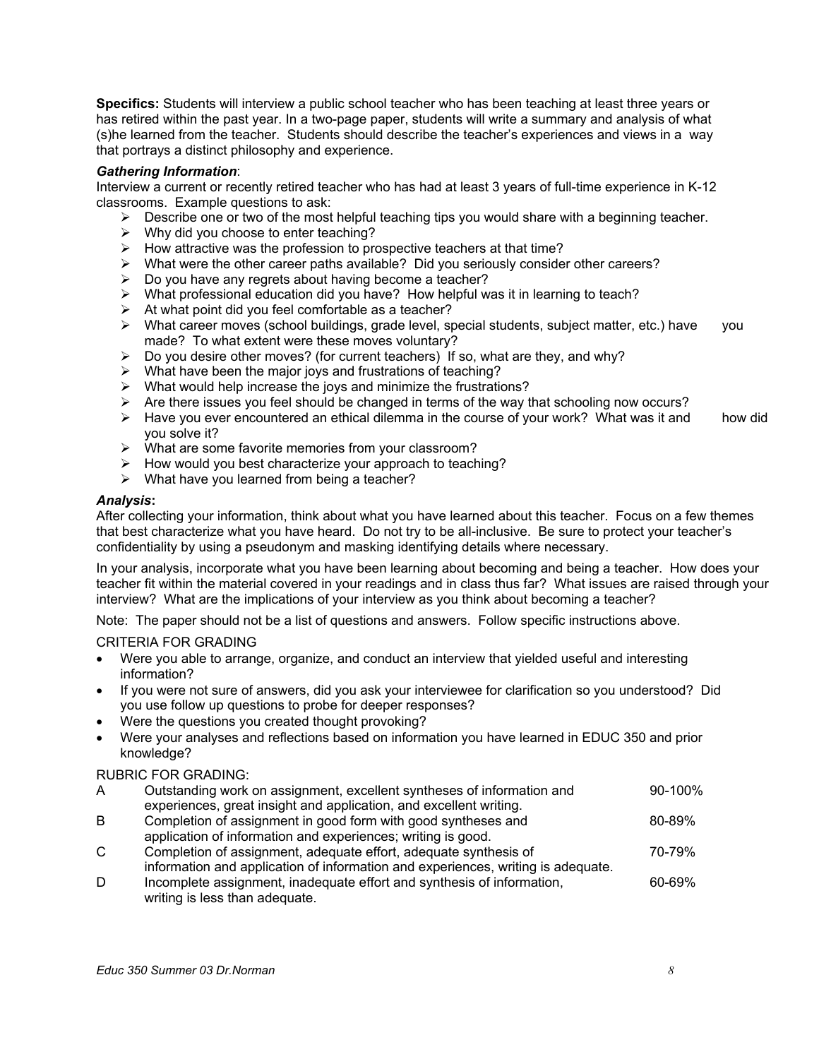**Specifics:** Students will interview a public school teacher who has been teaching at least three years or has retired within the past year. In a two-page paper, students will write a summary and analysis of what (s)he learned from the teacher. Students should describe the teacher's experiences and views in a way that portrays a distinct philosophy and experience.

***Gathering Information***:
Interview a current or recently retired teacher who has had at least 3 years of full-time experience in K-12 classrooms. Example questions to ask:

- Describe one or two of the most helpful teaching tips you would share with a beginning teacher.
- Why did you choose to enter teaching?
- How attractive was the profession to prospective teachers at that time?
- What were the other career paths available? Did you seriously consider other careers?
- Do you have any regrets about having become a teacher?
- What professional education did you have? How helpful was it in learning to teach?
- At what point did you feel comfortable as a teacher?
- What career moves (school buildings, grade level, special students, subject matter, etc.) have you made? To what extent were these moves voluntary?
- Do you desire other moves? (for current teachers) If so, what are they, and why?
- What have been the major joys and frustrations of teaching?
- What would help increase the joys and minimize the frustrations?
- Are there issues you feel should be changed in terms of the way that schooling now occurs?
- Have you ever encountered an ethical dilemma in the course of your work? What was it and how did you solve it?
- What are some favorite memories from your classroom?
- How would you best characterize your approach to teaching?
- What have you learned from being a teacher?

***Analysis*:**
After collecting your information, think about what you have learned about this teacher. Focus on a few themes that best characterize what you have heard. Do not try to be all-inclusive. Be sure to protect your teacher's confidentiality by using a pseudonym and masking identifying details where necessary.

In your analysis, incorporate what you have been learning about becoming and being a teacher. How does your teacher fit within the material covered in your readings and in class thus far? What issues are raised through your interview? What are the implications of your interview as you think about becoming a teacher?

Note: The paper should not be a list of questions and answers. Follow specific instructions above.

CRITERIA FOR GRADING

- Were you able to arrange, organize, and conduct an interview that yielded useful and interesting information?
- If you were not sure of answers, did you ask your interviewee for clarification so you understood? Did you use follow up questions to probe for deeper responses?
- Were the questions you created thought provoking?
- Were your analyses and reflections based on information you have learned in EDUC 350 and prior knowledge?

RUBRIC FOR GRADING:

| | | |
|---|---|---|
| A | Outstanding work on assignment, excellent syntheses of information and experiences, great insight and application, and excellent writing. | 90-100% |
| B | Completion of assignment in good form with good syntheses and application of information and experiences; writing is good. | 80-89% |
| C | Completion of assignment, adequate effort, adequate synthesis of information and application of information and experiences, writing is adequate. | 70-79% |
| D | Incomplete assignment, inadequate effort and synthesis of information, writing is less than adequate. | 60-69% |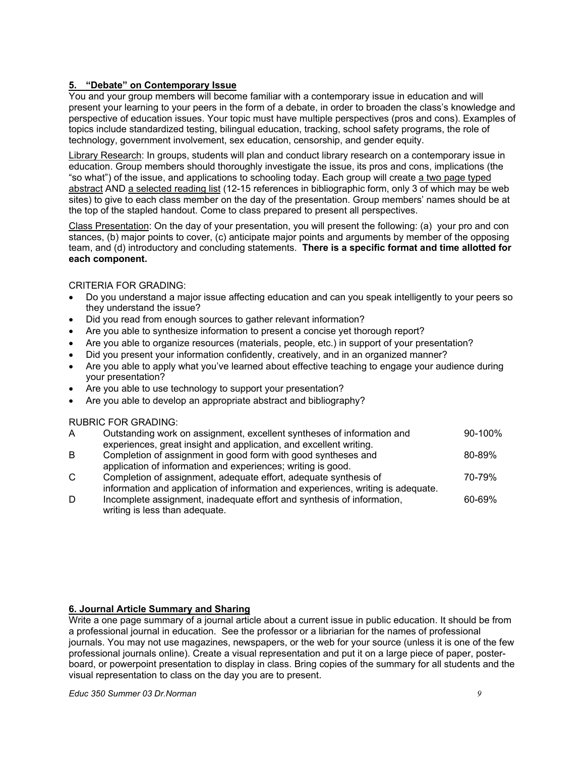## 5. "Debate" on Contemporary Issue

You and your group members will become familiar with a contemporary issue in education and will present your learning to your peers in the form of a debate, in order to broaden the class's knowledge and perspective of education issues. Your topic must have multiple perspectives (pros and cons). Examples of topics include standardized testing, bilingual education, tracking, school safety programs, the role of technology, government involvement, sex education, censorship, and gender equity.

Library Research: In groups, students will plan and conduct library research on a contemporary issue in education. Group members should thoroughly investigate the issue, its pros and cons, implications (the "so what") of the issue, and applications to schooling today. Each group will create a two page typed abstract AND a selected reading list (12-15 references in bibliographic form, only 3 of which may be web sites) to give to each class member on the day of the presentation. Group members' names should be at the top of the stapled handout. Come to class prepared to present all perspectives.

Class Presentation: On the day of your presentation, you will present the following: (a) your pro and con stances, (b) major points to cover, (c) anticipate major points and arguments by member of the opposing team, and (d) introductory and concluding statements. **There is a specific format and time allotted for each component.**

CRITERIA FOR GRADING:

- Do you understand a major issue affecting education and can you speak intelligently to your peers so they understand the issue?
- Did you read from enough sources to gather relevant information?
- Are you able to synthesize information to present a concise yet thorough report?
- Are you able to organize resources (materials, people, etc.) in support of your presentation?
- Did you present your information confidently, creatively, and in an organized manner?
- Are you able to apply what you've learned about effective teaching to engage your audience during your presentation?
- Are you able to use technology to support your presentation?
- Are you able to develop an appropriate abstract and bibliography?

RUBRIC FOR GRADING:

| | | |
|---|---|---|
| A | Outstanding work on assignment, excellent syntheses of information and experiences, great insight and application, and excellent writing. | 90-100% |
| B | Completion of assignment in good form with good syntheses and application of information and experiences; writing is good. | 80-89% |
| C | Completion of assignment, adequate effort, adequate synthesis of information and application of information and experiences, writing is adequate. | 70-79% |
| D | Incomplete assignment, inadequate effort and synthesis of information, writing is less than adequate. | 60-69% |

## 6. Journal Article Summary and Sharing

Write a one page summary of a journal article about a current issue in public education. It should be from a professional journal in education. See the professor or a libriarian for the names of professional journals. You may not use magazines, newspapers, or the web for your source (unless it is one of the few professional journals online). Create a visual representation and put it on a large piece of paper, poster-board, or powerpoint presentation to display in class. Bring copies of the summary for all students and the visual representation to class on the day you are to present.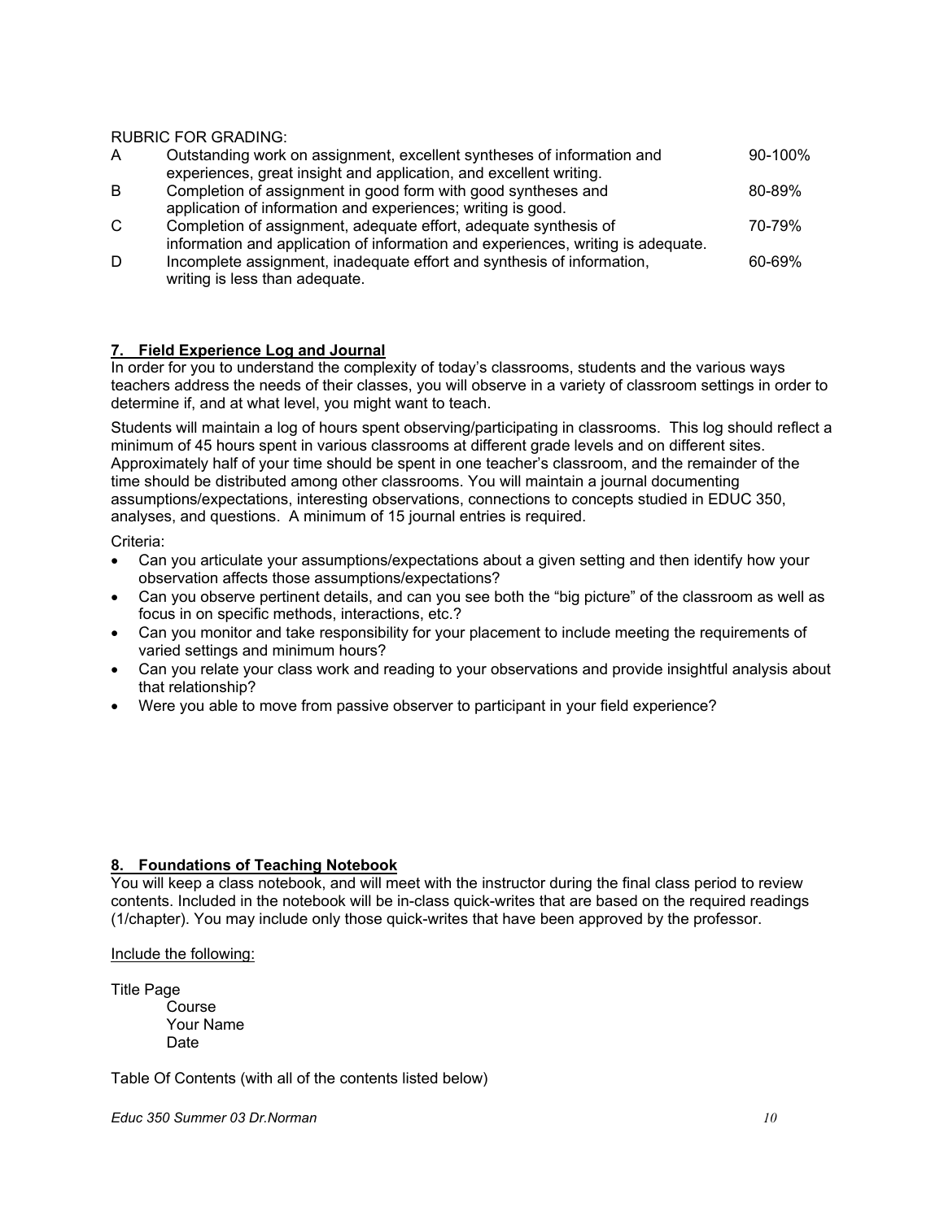RUBRIC FOR GRADING:

| | | |
|---|---|---|
| A | Outstanding work on assignment, excellent syntheses of information and experiences, great insight and application, and excellent writing. | 90-100% |
| B | Completion of assignment in good form with good syntheses and application of information and experiences; writing is good. | 80-89% |
| C | Completion of assignment, adequate effort, adequate synthesis of information and application of information and experiences, writing is adequate. | 70-79% |
| D | Incomplete assignment, inadequate effort and synthesis of information, writing is less than adequate. | 60-69% |

**7. Field Experience Log and Journal**

In order for you to understand the complexity of today's classrooms, students and the various ways teachers address the needs of their classes, you will observe in a variety of classroom settings in order to determine if, and at what level, you might want to teach.

Students will maintain a log of hours spent observing/participating in classrooms. This log should reflect a minimum of 45 hours spent in various classrooms at different grade levels and on different sites. Approximately half of your time should be spent in one teacher's classroom, and the remainder of the time should be distributed among other classrooms. You will maintain a journal documenting assumptions/expectations, interesting observations, connections to concepts studied in EDUC 350, analyses, and questions. A minimum of 15 journal entries is required.

Criteria:

- Can you articulate your assumptions/expectations about a given setting and then identify how your observation affects those assumptions/expectations?
- Can you observe pertinent details, and can you see both the "big picture" of the classroom as well as focus in on specific methods, interactions, etc.?
- Can you monitor and take responsibility for your placement to include meeting the requirements of varied settings and minimum hours?
- Can you relate your class work and reading to your observations and provide insightful analysis about that relationship?
- Were you able to move from passive observer to participant in your field experience?

**8. Foundations of Teaching Notebook**

You will keep a class notebook, and will meet with the instructor during the final class period to review contents. Included in the notebook will be in-class quick-writes that are based on the required readings (1/chapter). You may include only those quick-writes that have been approved by the professor.

Include the following:

Title Page
    Course
    Your Name
    Date

Table Of Contents (with all of the contents listed below)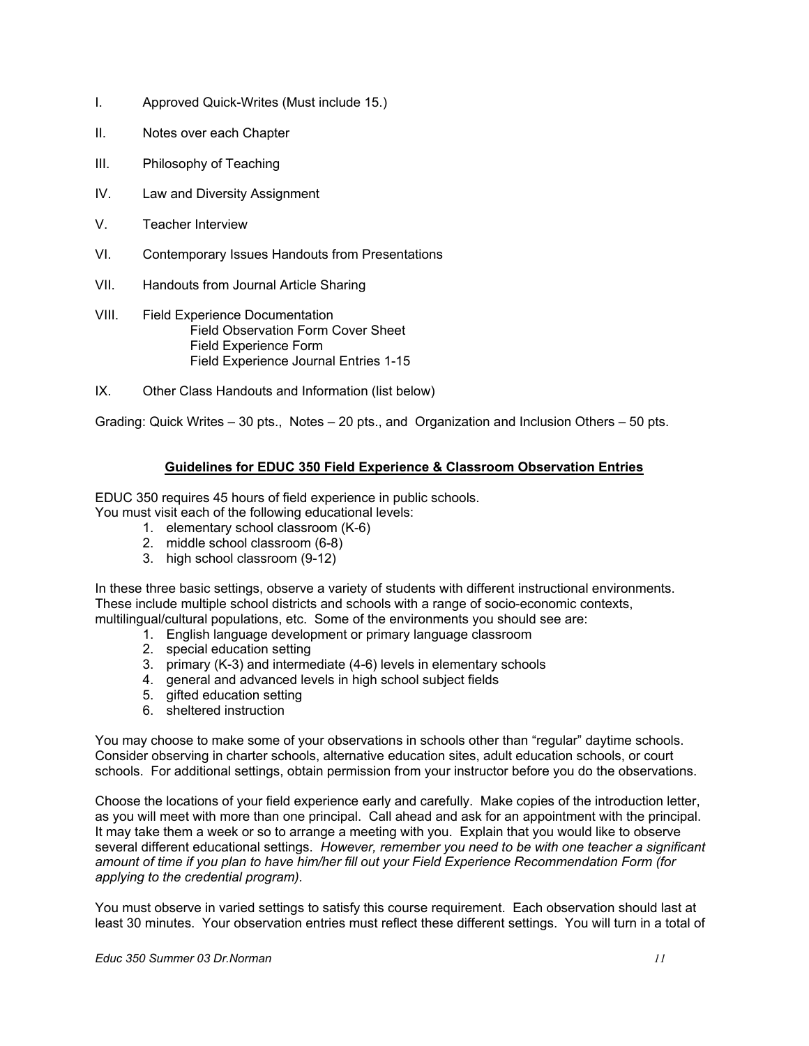I. Approved Quick-Writes (Must include 15.)

II. Notes over each Chapter

III. Philosophy of Teaching

IV. Law and Diversity Assignment

V. Teacher Interview

VI. Contemporary Issues Handouts from Presentations

VII. Handouts from Journal Article Sharing

VIII. Field Experience Documentation
   - Field Observation Form Cover Sheet
   - Field Experience Form
   - Field Experience Journal Entries 1-15

IX. Other Class Handouts and Information (list below)

Grading: Quick Writes – 30 pts., Notes – 20 pts., and Organization and Inclusion Others – 50 pts.

## **Guidelines for EDUC 350 Field Experience & Classroom Observation Entries**

EDUC 350 requires 45 hours of field experience in public schools.
You must visit each of the following educational levels:

1. elementary school classroom (K-6)
2. middle school classroom (6-8)
3. high school classroom (9-12)

In these three basic settings, observe a variety of students with different instructional environments. These include multiple school districts and schools with a range of socio-economic contexts, multilingual/cultural populations, etc. Some of the environments you should see are:

1. English language development or primary language classroom
2. special education setting
3. primary (K-3) and intermediate (4-6) levels in elementary schools
4. general and advanced levels in high school subject fields
5. gifted education setting
6. sheltered instruction

You may choose to make some of your observations in schools other than "regular" daytime schools. Consider observing in charter schools, alternative education sites, adult education schools, or court schools. For additional settings, obtain permission from your instructor before you do the observations.

Choose the locations of your field experience early and carefully. Make copies of the introduction letter, as you will meet with more than one principal. Call ahead and ask for an appointment with the principal. It may take them a week or so to arrange a meeting with you. Explain that you would like to observe several different educational settings. *However, remember you need to be with one teacher a significant amount of time if you plan to have him/her fill out your Field Experience Recommendation Form (for applying to the credential program).*

You must observe in varied settings to satisfy this course requirement. Each observation should last at least 30 minutes. Your observation entries must reflect these different settings. You will turn in a total of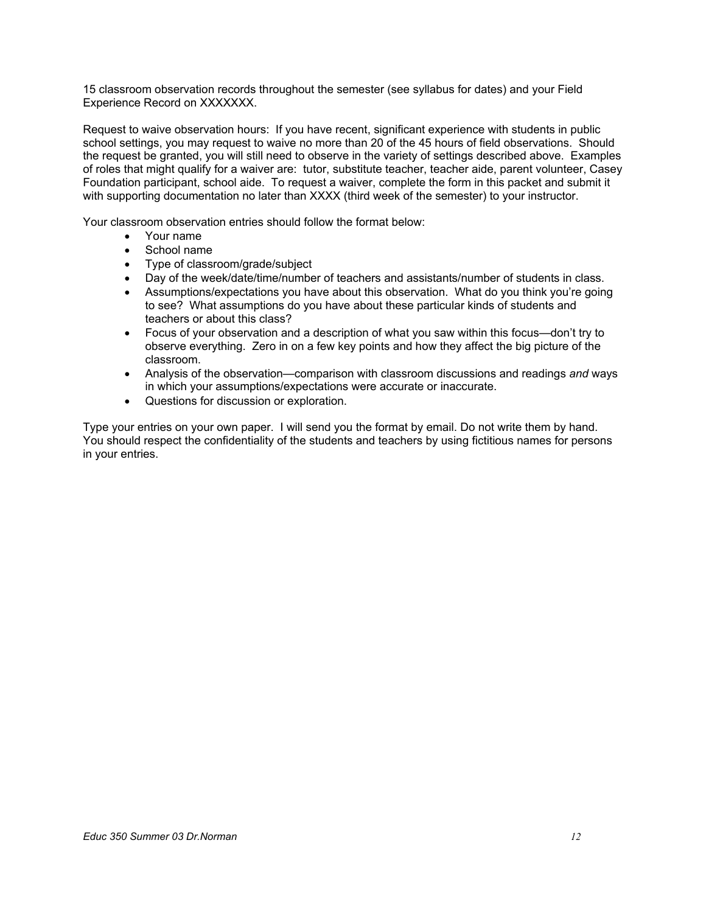15 classroom observation records throughout the semester (see syllabus for dates) and your Field Experience Record on XXXXXXX.

Request to waive observation hours: If you have recent, significant experience with students in public school settings, you may request to waive no more than 20 of the 45 hours of field observations. Should the request be granted, you will still need to observe in the variety of settings described above. Examples of roles that might qualify for a waiver are: tutor, substitute teacher, teacher aide, parent volunteer, Casey Foundation participant, school aide. To request a waiver, complete the form in this packet and submit it with supporting documentation no later than XXXX (third week of the semester) to your instructor.

Your classroom observation entries should follow the format below:

- Your name
- School name
- Type of classroom/grade/subject
- Day of the week/date/time/number of teachers and assistants/number of students in class.
- Assumptions/expectations you have about this observation. What do you think you're going to see? What assumptions do you have about these particular kinds of students and teachers or about this class?
- Focus of your observation and a description of what you saw within this focus—don't try to observe everything. Zero in on a few key points and how they affect the big picture of the classroom.
- Analysis of the observation—comparison with classroom discussions and readings *and* ways in which your assumptions/expectations were accurate or inaccurate.
- Questions for discussion or exploration.

Type your entries on your own paper. I will send you the format by email. Do not write them by hand. You should respect the confidentiality of the students and teachers by using fictitious names for persons in your entries.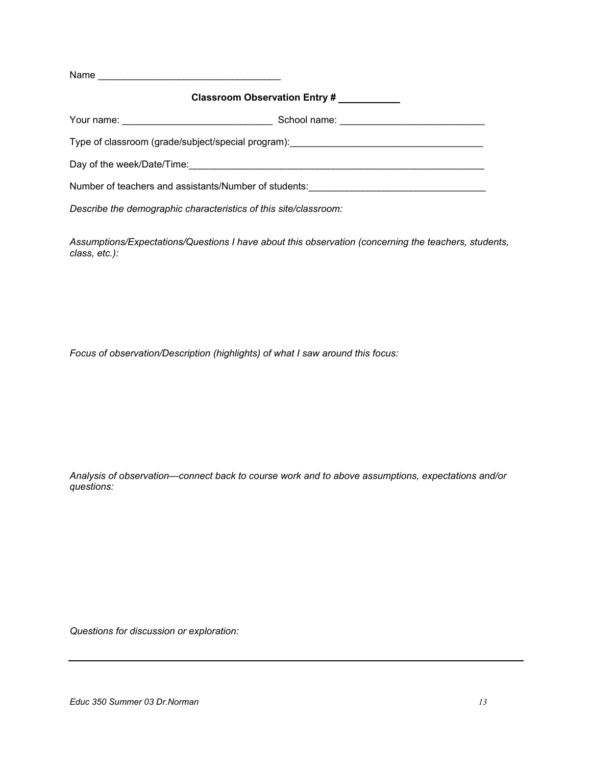Name \_\_\_\_\_\_\_\_\_\_\_\_\_\_\_\_\_\_\_\_\_\_\_\_\_\_\_\_\_\_\_\_\_\_

**Classroom Observation Entry # \_\_\_\_\_\_\_\_\_\_\_**

Your name: \_\_\_\_\_\_\_\_\_\_\_\_\_\_\_\_\_\_\_\_\_\_\_\_\_\_\_\_ School name: \_\_\_\_\_\_\_\_\_\_\_\_\_\_\_\_\_\_\_\_\_\_\_\_\_\_\_

Type of classroom (grade/subject/special program):\_\_\_\_\_\_\_\_\_\_\_\_\_\_\_\_\_\_\_\_\_\_\_\_\_\_\_\_\_\_\_\_\_\_\_\_

Day of the week/Date/Time:\_\_\_\_\_\_\_\_\_\_\_\_\_\_\_\_\_\_\_\_\_\_\_\_\_\_\_\_\_\_\_\_\_\_\_\_\_\_\_\_\_\_\_\_\_\_\_\_\_\_\_\_\_\_\_\_

Number of teachers and assistants/Number of students:\_\_\_\_\_\_\_\_\_\_\_\_\_\_\_\_\_\_\_\_\_\_\_\_\_\_\_\_\_\_\_\_\_

*Describe the demographic characteristics of this site/classroom:*

*Assumptions/Expectations/Questions I have about this observation (concerning the teachers, students, class, etc.):*

*Focus of observation/Description (highlights) of what I saw around this focus:*

*Analysis of observation—connect back to course work and to above assumptions, expectations and/or questions:*

*Questions for discussion or exploration:*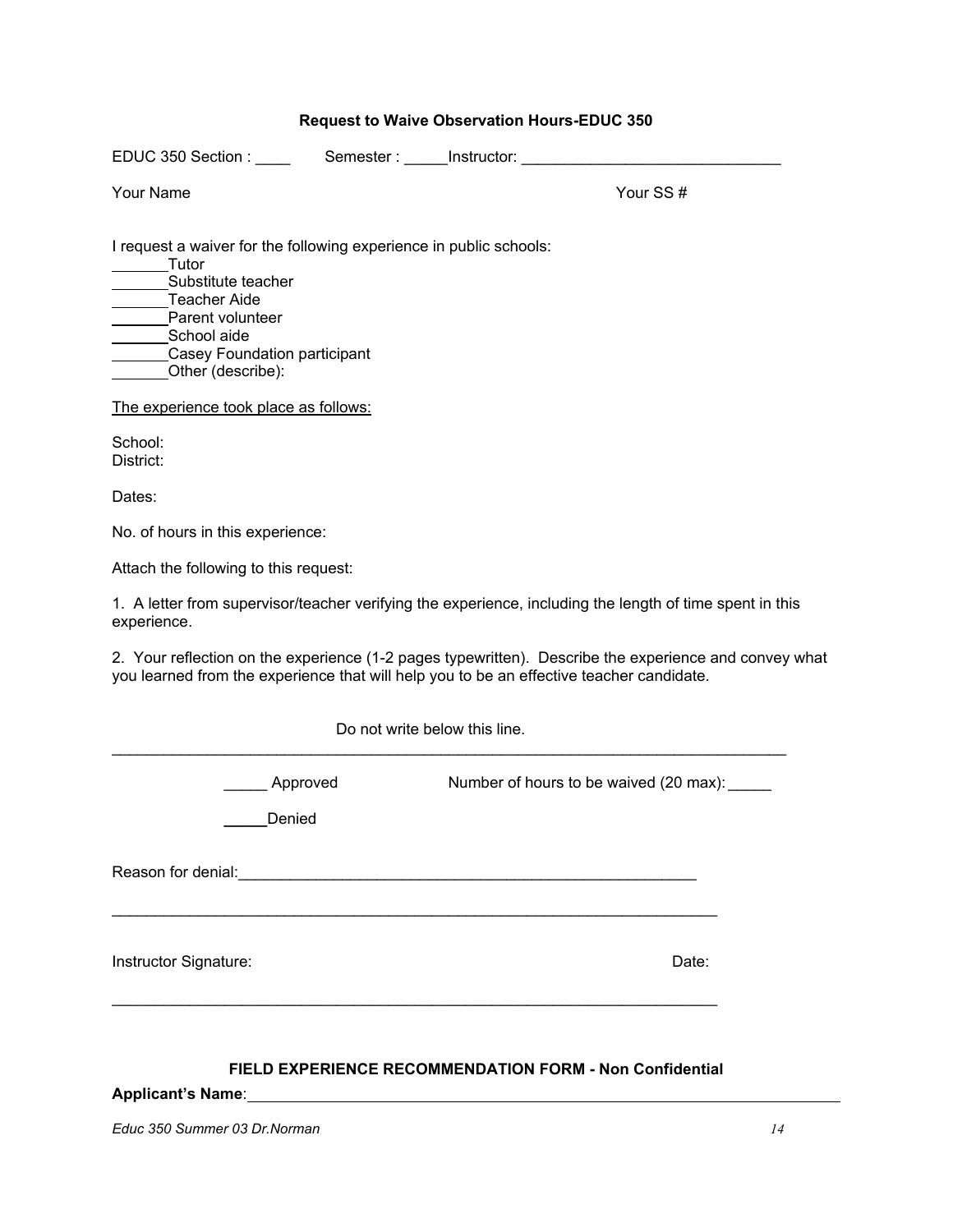## Request to Waive Observation Hours-EDUC 350

EDUC 350 Section : ____ Semester : _____ Instructor: ______________________________

Your Name Your SS #

I request a waiver for the following experience in public schools:

_______Tutor
_______Substitute teacher
_______Teacher Aide
_______Parent volunteer
_______School aide
_______Casey Foundation participant
_______Other (describe):

<u>The experience took place as follows:</u>

School:
District:

Dates:

No. of hours in this experience:

Attach the following to this request:

1. A letter from supervisor/teacher verifying the experience, including the length of time spent in this experience.

2. Your reflection on the experience (1-2 pages typewritten). Describe the experience and convey what you learned from the experience that will help you to be an effective teacher candidate.

Do not write below this line.

_____ Approved Number of hours to be waived (20 max): _____

_____ Denied

Reason for denial:_______________________________________________________

___________________________________________________________________________

Instructor Signature: Date:

___________________________________________________________________________

## FIELD EXPERIENCE RECOMMENDATION FORM - Non Confidential

**Applicant's Name**:___________________________________________________________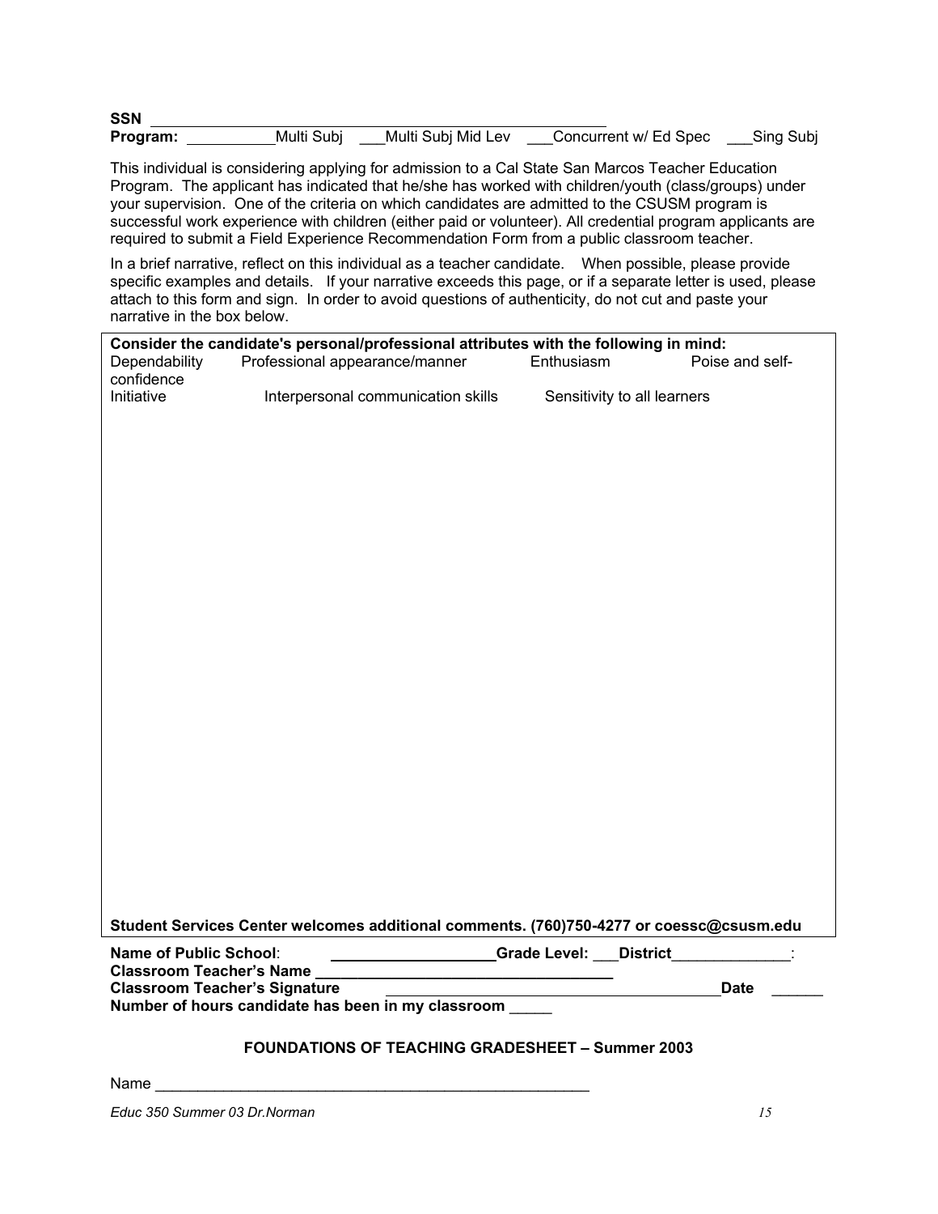**SSN** ____________________________________________________

**Program:** __________Multi Subj ___Multi Subj Mid Lev ___Concurrent w/ Ed Spec ___Sing Subj

This individual is considering applying for admission to a Cal State San Marcos Teacher Education Program. The applicant has indicated that he/she has worked with children/youth (class/groups) under your supervision. One of the criteria on which candidates are admitted to the CSUSM program is successful work experience with children (either paid or volunteer). All credential program applicants are required to submit a Field Experience Recommendation Form from a public classroom teacher.

In a brief narrative, reflect on this individual as a teacher candidate. When possible, please provide specific examples and details. If your narrative exceeds this page, or if a separate letter is used, please attach to this form and sign. In order to avoid questions of authenticity, do not cut and paste your narrative in the box below.

**Consider the candidate's personal/professional attributes with the following in mind:**

Dependability Professional appearance/manner Enthusiasm Poise and self-confidence

Initiative Interpersonal communication skills Sensitivity to all learners

**Student Services Center welcomes additional comments. (760)750-4277 or coessc@csusm.edu**

**Name of Public School**: ____________________**Grade Level:** ___**District**______________:

**Classroom Teacher's Name** ___________________________________

**Classroom Teacher's Signature** ________________________________________**Date** ______

**Number of hours candidate has been in my classroom** _____

**FOUNDATIONS OF TEACHING GRADESHEET – Summer 2003**

Name ______________________________________________________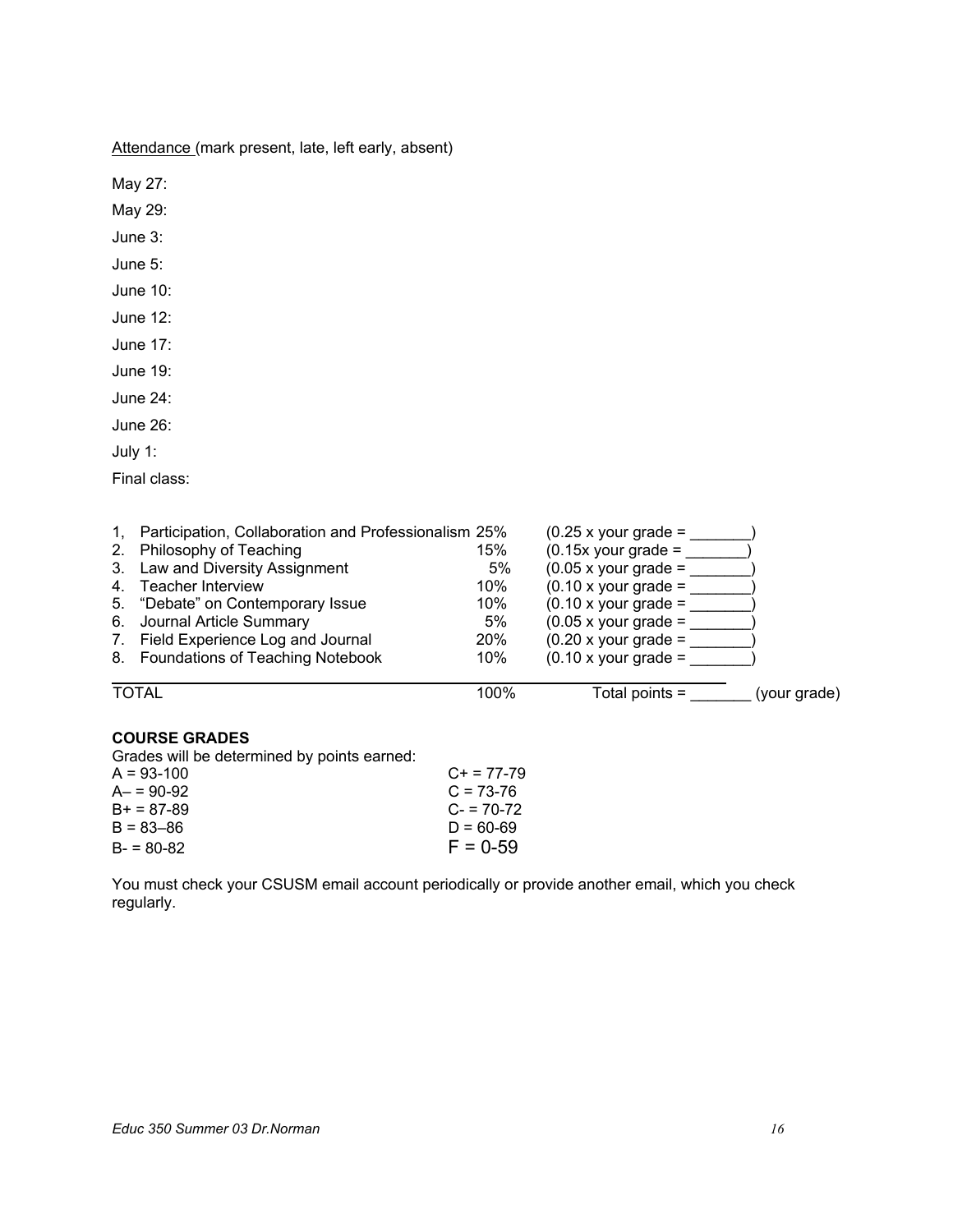Attendance (mark present, late, left early, absent)

May 27:

May 29:

June 3:

June 5:

June 10:

June 12:

June 17:

June 19:

June 24:

June 26:

July 1:

Final class:

| | | | |
|---|---|---|---|
| 1, | Participation, Collaboration and Professionalism | 25% | (0.25 x your grade = _______) |
| 2. | Philosophy of Teaching | 15% | (0.15x your grade = _______) |
| 3. | Law and Diversity Assignment | 5% | (0.05 x your grade = _______) |
| 4. | Teacher Interview | 10% | (0.10 x your grade = _______) |
| 5. | "Debate" on Contemporary Issue | 10% | (0.10 x your grade = _______) |
| 6. | Journal Article Summary | 5% | (0.05 x your grade = _______) |
| 7. | Field Experience Log and Journal | 20% | (0.20 x your grade = _______) |
| 8. | Foundations of Teaching Notebook | 10% | (0.10 x your grade = _______) |
| TOTAL | | 100% | Total points = _______ (your grade) |

**COURSE GRADES**

Grades will be determined by points earned:

| | |
|---|---|
| A = 93-100 | C+ = 77-79 |
| A– = 90-92 | C = 73-76 |
| B+ = 87-89 | C- = 70-72 |
| B = 83–86 | D = 60-69 |
| B- = 80-82 | F = 0-59 |

You must check your CSUSM email account periodically or provide another email, which you check regularly.